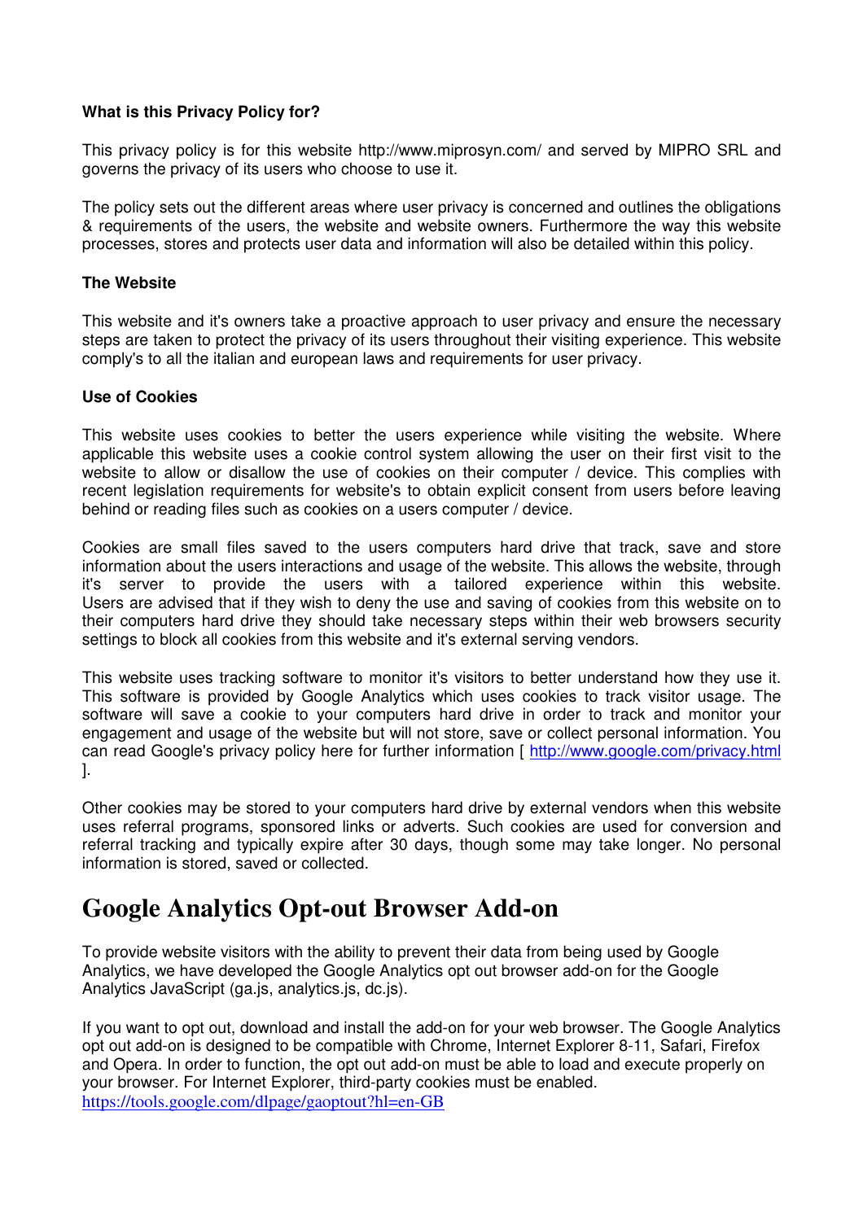**What is this Privacy Policy for?**

This privacy policy is for this website http://www.miprosyn.com/ and served by MIPRO SRL and governs the privacy of its users who choose to use it.

The policy sets out the different areas where user privacy is concerned and outlines the obligations & requirements of the users, the website and website owners. Furthermore the way this website processes, stores and protects user data and information will also be detailed within this policy.

**The Website**

This website and it's owners take a proactive approach to user privacy and ensure the necessary steps are taken to protect the privacy of its users throughout their visiting experience. This website comply's to all the italian and european laws and requirements for user privacy.

**Use of Cookies**

This website uses cookies to better the users experience while visiting the website. Where applicable this website uses a cookie control system allowing the user on their first visit to the website to allow or disallow the use of cookies on their computer / device. This complies with recent legislation requirements for website's to obtain explicit consent from users before leaving behind or reading files such as cookies on a users computer / device.

Cookies are small files saved to the users computers hard drive that track, save and store information about the users interactions and usage of the website. This allows the website, through it's server to provide the users with a tailored experience within this website. Users are advised that if they wish to deny the use and saving of cookies from this website on to their computers hard drive they should take necessary steps within their web browsers security settings to block all cookies from this website and it's external serving vendors.

This website uses tracking software to monitor it's visitors to better understand how they use it. This software is provided by Google Analytics which uses cookies to track visitor usage. The software will save a cookie to your computers hard drive in order to track and monitor your engagement and usage of the website but will not store, save or collect personal information. You can read Google's privacy policy here for further information [ http://www.google.com/privacy.html ].

Other cookies may be stored to your computers hard drive by external vendors when this website uses referral programs, sponsored links or adverts. Such cookies are used for conversion and referral tracking and typically expire after 30 days, though some may take longer. No personal information is stored, saved or collected.

# Google Analytics Opt-out Browser Add-on

To provide website visitors with the ability to prevent their data from being used by Google Analytics, we have developed the Google Analytics opt out browser add-on for the Google Analytics JavaScript (ga.js, analytics.js, dc.js).

If you want to opt out, download and install the add-on for your web browser. The Google Analytics opt out add-on is designed to be compatible with Chrome, Internet Explorer 8-11, Safari, Firefox and Opera. In order to function, the opt out add-on must be able to load and execute properly on your browser. For Internet Explorer, third-party cookies must be enabled.
https://tools.google.com/dlpage/gaoptout?hl=en-GB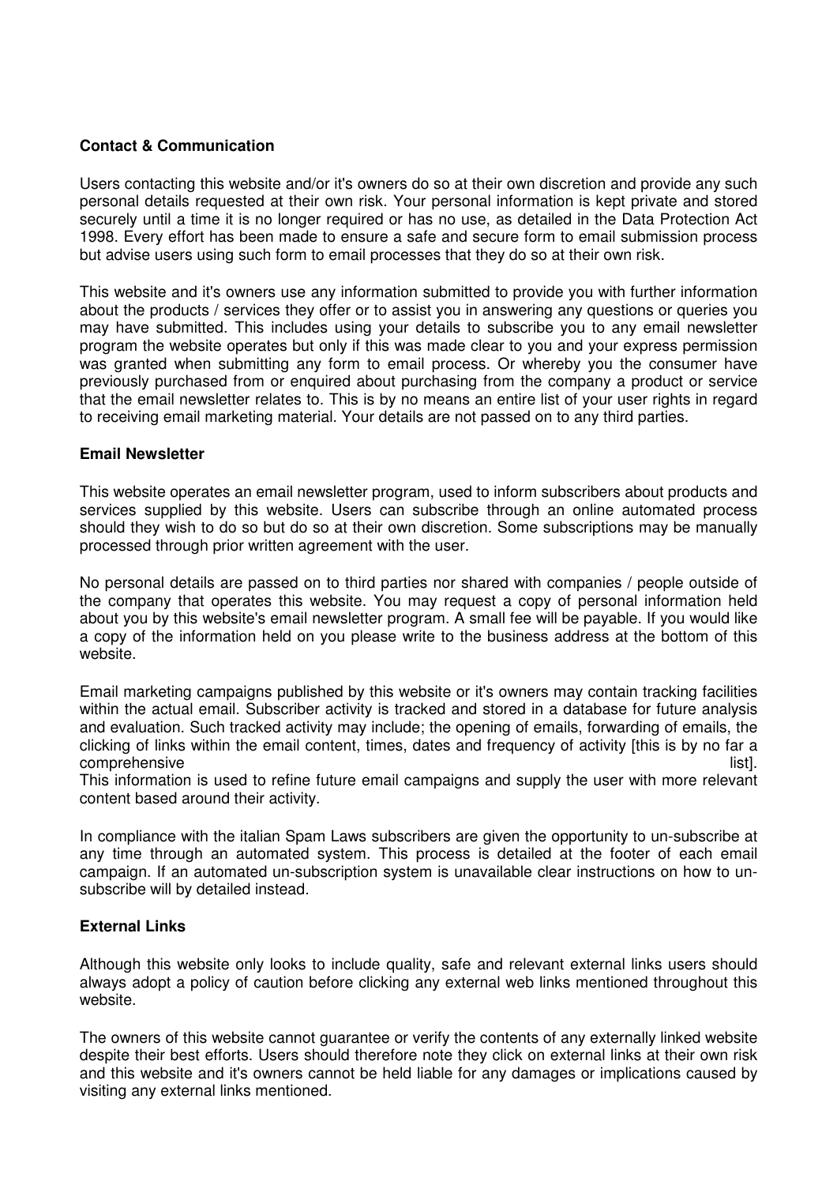**Contact & Communication**

Users contacting this website and/or it's owners do so at their own discretion and provide any such personal details requested at their own risk. Your personal information is kept private and stored securely until a time it is no longer required or has no use, as detailed in the Data Protection Act 1998. Every effort has been made to ensure a safe and secure form to email submission process but advise users using such form to email processes that they do so at their own risk.

This website and it's owners use any information submitted to provide you with further information about the products / services they offer or to assist you in answering any questions or queries you may have submitted. This includes using your details to subscribe you to any email newsletter program the website operates but only if this was made clear to you and your express permission was granted when submitting any form to email process. Or whereby you the consumer have previously purchased from or enquired about purchasing from the company a product or service that the email newsletter relates to. This is by no means an entire list of your user rights in regard to receiving email marketing material. Your details are not passed on to any third parties.

**Email Newsletter**

This website operates an email newsletter program, used to inform subscribers about products and services supplied by this website. Users can subscribe through an online automated process should they wish to do so but do so at their own discretion. Some subscriptions may be manually processed through prior written agreement with the user.

No personal details are passed on to third parties nor shared with companies / people outside of the company that operates this website. You may request a copy of personal information held about you by this website's email newsletter program. A small fee will be payable. If you would like a copy of the information held on you please write to the business address at the bottom of this website.

Email marketing campaigns published by this website or it's owners may contain tracking facilities within the actual email. Subscriber activity is tracked and stored in a database for future analysis and evaluation. Such tracked activity may include; the opening of emails, forwarding of emails, the clicking of links within the email content, times, dates and frequency of activity [this is by no far a comprehensive list].
This information is used to refine future email campaigns and supply the user with more relevant content based around their activity.

In compliance with the italian Spam Laws subscribers are given the opportunity to un-subscribe at any time through an automated system. This process is detailed at the footer of each email campaign. If an automated un-subscription system is unavailable clear instructions on how to un-subscribe will by detailed instead.

**External Links**

Although this website only looks to include quality, safe and relevant external links users should always adopt a policy of caution before clicking any external web links mentioned throughout this website.

The owners of this website cannot guarantee or verify the contents of any externally linked website despite their best efforts. Users should therefore note they click on external links at their own risk and this website and it's owners cannot be held liable for any damages or implications caused by visiting any external links mentioned.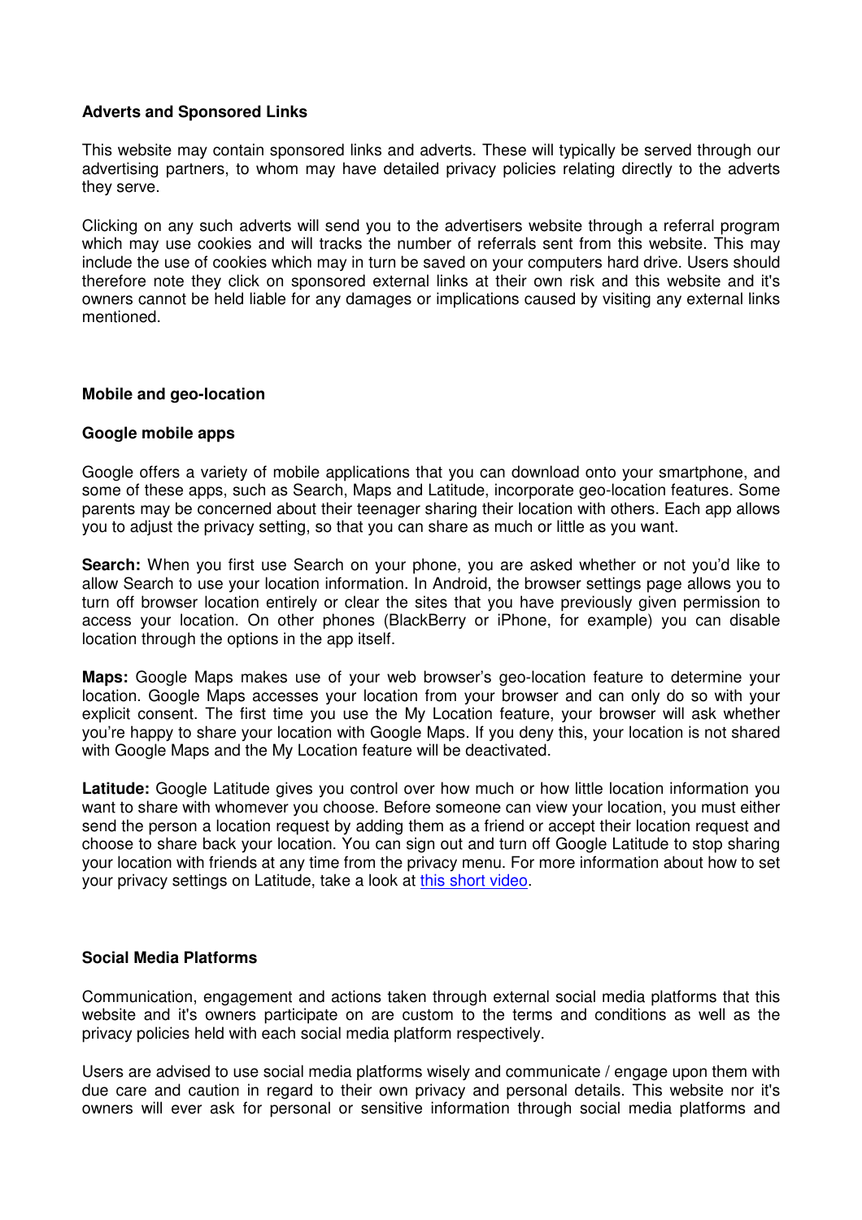**Adverts and Sponsored Links**

This website may contain sponsored links and adverts. These will typically be served through our advertising partners, to whom may have detailed privacy policies relating directly to the adverts they serve.

Clicking on any such adverts will send you to the advertisers website through a referral program which may use cookies and will tracks the number of referrals sent from this website. This may include the use of cookies which may in turn be saved on your computers hard drive. Users should therefore note they click on sponsored external links at their own risk and this website and it's owners cannot be held liable for any damages or implications caused by visiting any external links mentioned.

**Mobile and geo-location**

**Google mobile apps**

Google offers a variety of mobile applications that you can download onto your smartphone, and some of these apps, such as Search, Maps and Latitude, incorporate geo-location features. Some parents may be concerned about their teenager sharing their location with others. Each app allows you to adjust the privacy setting, so that you can share as much or little as you want.

**Search:** When you first use Search on your phone, you are asked whether or not you'd like to allow Search to use your location information. In Android, the browser settings page allows you to turn off browser location entirely or clear the sites that you have previously given permission to access your location. On other phones (BlackBerry or iPhone, for example) you can disable location through the options in the app itself.

**Maps:** Google Maps makes use of your web browser's geo-location feature to determine your location. Google Maps accesses your location from your browser and can only do so with your explicit consent. The first time you use the My Location feature, your browser will ask whether you're happy to share your location with Google Maps. If you deny this, your location is not shared with Google Maps and the My Location feature will be deactivated.

**Latitude:** Google Latitude gives you control over how much or how little location information you want to share with whomever you choose. Before someone can view your location, you must either send the person a location request by adding them as a friend or accept their location request and choose to share back your location. You can sign out and turn off Google Latitude to stop sharing your location with friends at any time from the privacy menu. For more information about how to set your privacy settings on Latitude, take a look at this short video.

**Social Media Platforms**

Communication, engagement and actions taken through external social media platforms that this website and it's owners participate on are custom to the terms and conditions as well as the privacy policies held with each social media platform respectively.

Users are advised to use social media platforms wisely and communicate / engage upon them with due care and caution in regard to their own privacy and personal details. This website nor it's owners will ever ask for personal or sensitive information through social media platforms and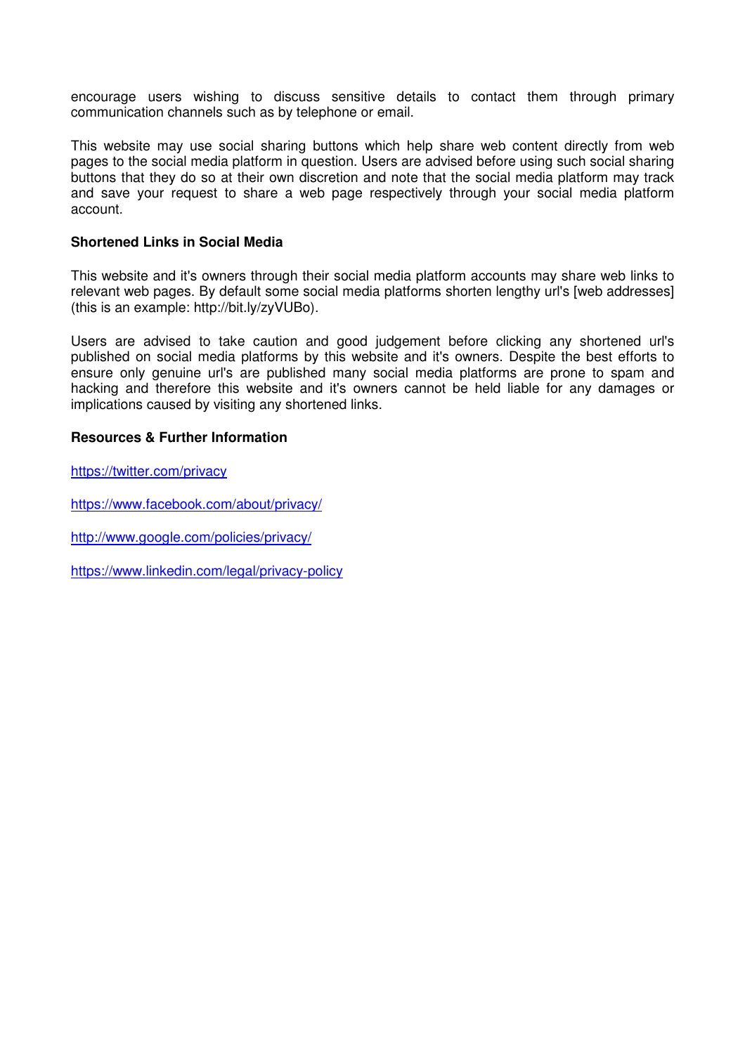encourage users wishing to discuss sensitive details to contact them through primary communication channels such as by telephone or email.

This website may use social sharing buttons which help share web content directly from web pages to the social media platform in question. Users are advised before using such social sharing buttons that they do so at their own discretion and note that the social media platform may track and save your request to share a web page respectively through your social media platform account.

**Shortened Links in Social Media**

This website and it's owners through their social media platform accounts may share web links to relevant web pages. By default some social media platforms shorten lengthy url's [web addresses] (this is an example: http://bit.ly/zyVUBo).

Users are advised to take caution and good judgement before clicking any shortened url's published on social media platforms by this website and it's owners. Despite the best efforts to ensure only genuine url's are published many social media platforms are prone to spam and hacking and therefore this website and it's owners cannot be held liable for any damages or implications caused by visiting any shortened links.

**Resources & Further Information**

https://twitter.com/privacy

https://www.facebook.com/about/privacy/

http://www.google.com/policies/privacy/

https://www.linkedin.com/legal/privacy-policy